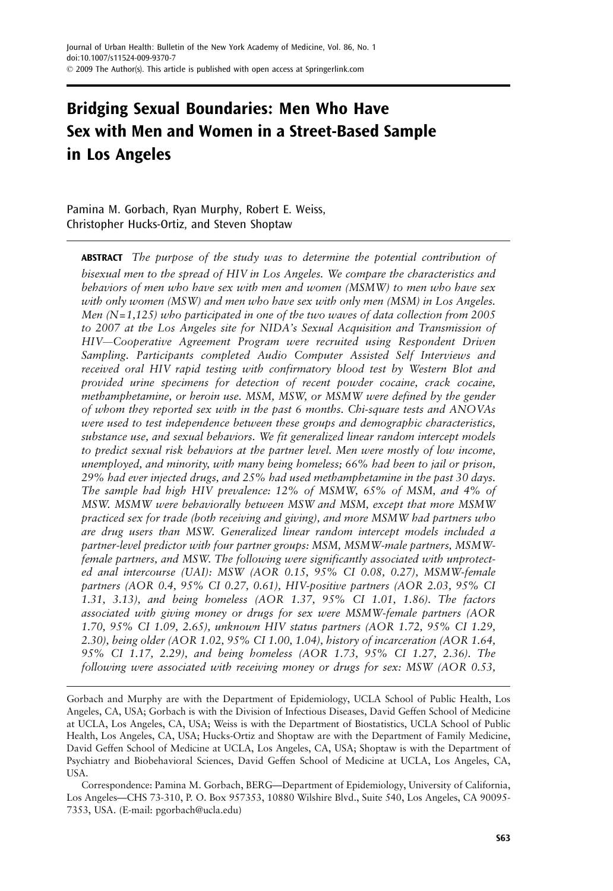Journal of Urban Health: Bulletin of the New York Academy of Medicine, Vol. 86, No. 1
doi:10.1007/s11524-009-9370-7
© 2009 The Author(s). This article is published with open access at Springerlink.com

# Bridging Sexual Boundaries: Men Who Have Sex with Men and Women in a Street-Based Sample in Los Angeles

Pamina M. Gorbach, Ryan Murphy, Robert E. Weiss, Christopher Hucks-Ortiz, and Steven Shoptaw

**ABSTRACT** *The purpose of the study was to determine the potential contribution of bisexual men to the spread of HIV in Los Angeles. We compare the characteristics and behaviors of men who have sex with men and women (MSMW) to men who have sex with only women (MSW) and men who have sex with only men (MSM) in Los Angeles. Men (N=1,125) who participated in one of the two waves of data collection from 2005 to 2007 at the Los Angeles site for NIDA's Sexual Acquisition and Transmission of HIV—Cooperative Agreement Program were recruited using Respondent Driven Sampling. Participants completed Audio Computer Assisted Self Interviews and received oral HIV rapid testing with confirmatory blood test by Western Blot and provided urine specimens for detection of recent powder cocaine, crack cocaine, methamphetamine, or heroin use. MSM, MSW, or MSMW were defined by the gender of whom they reported sex with in the past 6 months. Chi-square tests and ANOVAs were used to test independence between these groups and demographic characteristics, substance use, and sexual behaviors. We fit generalized linear random intercept models to predict sexual risk behaviors at the partner level. Men were mostly of low income, unemployed, and minority, with many being homeless; 66% had been to jail or prison, 29% had ever injected drugs, and 25% had used methamphetamine in the past 30 days. The sample had high HIV prevalence: 12% of MSMW, 65% of MSM, and 4% of MSW. MSMW were behaviorally between MSW and MSM, except that more MSMW practiced sex for trade (both receiving and giving), and more MSMW had partners who are drug users than MSW. Generalized linear random intercept models included a partner-level predictor with four partner groups: MSM, MSMW-male partners, MSMW-female partners, and MSW. The following were significantly associated with unprotected anal intercourse (UAI): MSW (AOR 0.15, 95% CI 0.08, 0.27), MSMW-female partners (AOR 0.4, 95% CI 0.27, 0.61), HIV-positive partners (AOR 2.03, 95% CI 1.31, 3.13), and being homeless (AOR 1.37, 95% CI 1.01, 1.86). The factors associated with giving money or drugs for sex were MSMW-female partners (AOR 1.70, 95% CI 1.09, 2.65), unknown HIV status partners (AOR 1.72, 95% CI 1.29, 2.30), being older (AOR 1.02, 95% CI 1.00, 1.04), history of incarceration (AOR 1.64, 95% CI 1.17, 2.29), and being homeless (AOR 1.73, 95% CI 1.27, 2.36). The following were associated with receiving money or drugs for sex: MSW (AOR 0.53,*

Gorbach and Murphy are with the Department of Epidemiology, UCLA School of Public Health, Los Angeles, CA, USA; Gorbach is with the Division of Infectious Diseases, David Geffen School of Medicine at UCLA, Los Angeles, CA, USA; Weiss is with the Department of Biostatistics, UCLA School of Public Health, Los Angeles, CA, USA; Hucks-Ortiz and Shoptaw are with the Department of Family Medicine, David Geffen School of Medicine at UCLA, Los Angeles, CA, USA; Shoptaw is with the Department of Psychiatry and Biobehavioral Sciences, David Geffen School of Medicine at UCLA, Los Angeles, CA, USA.

Correspondence: Pamina M. Gorbach, BERG—Department of Epidemiology, University of California, Los Angeles—CHS 73-310, P. O. Box 957353, 10880 Wilshire Blvd., Suite 540, Los Angeles, CA 90095-7353, USA. (E-mail: pgorbach@ucla.edu)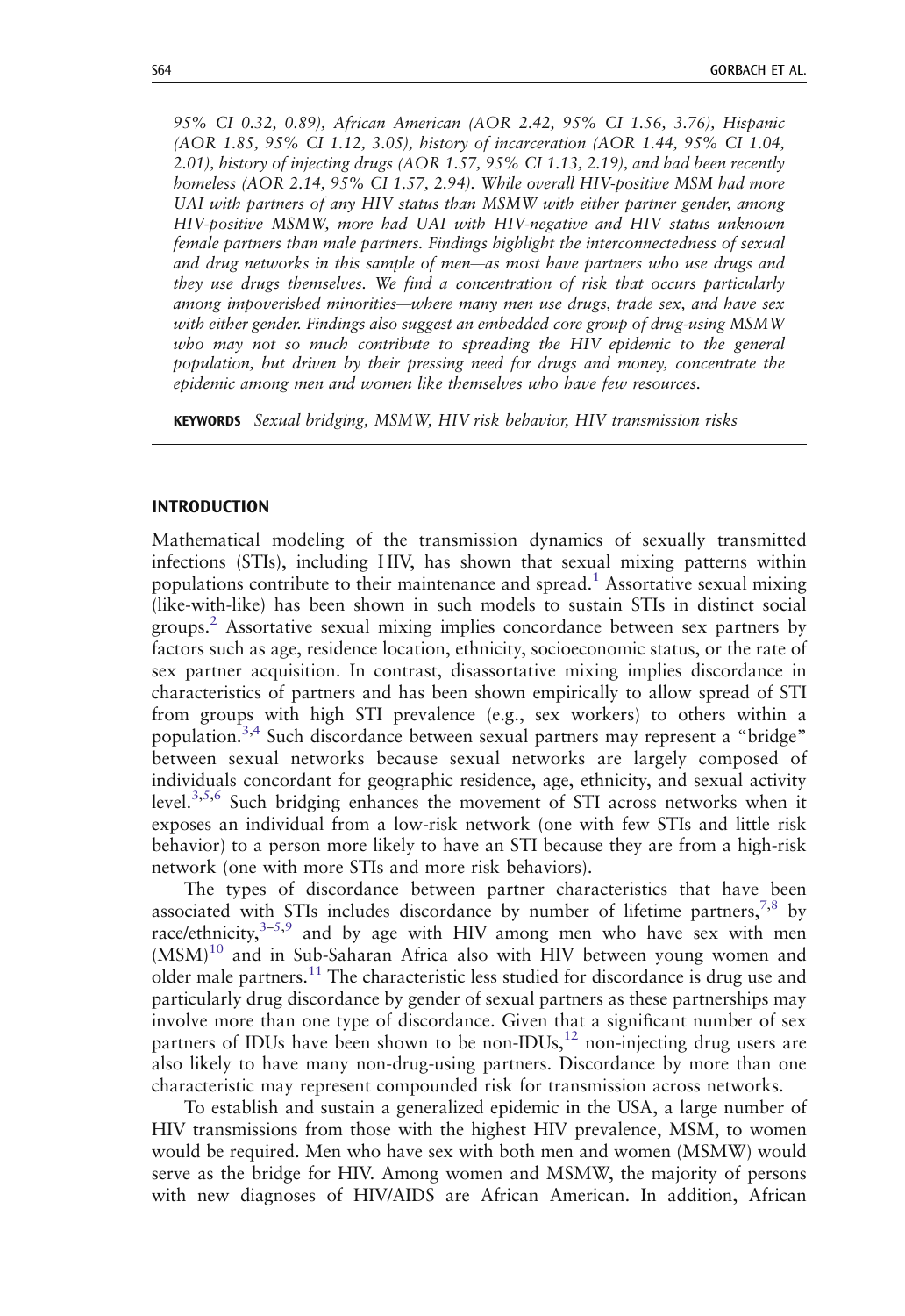*95% CI 0.32, 0.89), African American (AOR 2.42, 95% CI 1.56, 3.76), Hispanic (AOR 1.85, 95% CI 1.12, 3.05), history of incarceration (AOR 1.44, 95% CI 1.04, 2.01), history of injecting drugs (AOR 1.57, 95% CI 1.13, 2.19), and had been recently homeless (AOR 2.14, 95% CI 1.57, 2.94). While overall HIV-positive MSM had more UAI with partners of any HIV status than MSMW with either partner gender, among HIV-positive MSMW, more had UAI with HIV-negative and HIV status unknown female partners than male partners. Findings highlight the interconnectedness of sexual and drug networks in this sample of men—as most have partners who use drugs and they use drugs themselves. We find a concentration of risk that occurs particularly among impoverished minorities—where many men use drugs, trade sex, and have sex with either gender. Findings also suggest an embedded core group of drug-using MSMW who may not so much contribute to spreading the HIV epidemic to the general population, but driven by their pressing need for drugs and money, concentrate the epidemic among men and women like themselves who have few resources.*

**KEYWORDS** *Sexual bridging, MSMW, HIV risk behavior, HIV transmission risks*

## INTRODUCTION

Mathematical modeling of the transmission dynamics of sexually transmitted infections (STIs), including HIV, has shown that sexual mixing patterns within populations contribute to their maintenance and spread.[1] Assortative sexual mixing (like-with-like) has been shown in such models to sustain STIs in distinct social groups.[2] Assortative sexual mixing implies concordance between sex partners by factors such as age, residence location, ethnicity, socioeconomic status, or the rate of sex partner acquisition. In contrast, disassortative mixing implies discordance in characteristics of partners and has been shown empirically to allow spread of STI from groups with high STI prevalence (e.g., sex workers) to others within a population.[3,4] Such discordance between sexual partners may represent a "bridge" between sexual networks because sexual networks are largely composed of individuals concordant for geographic residence, age, ethnicity, and sexual activity level.[3,5,6] Such bridging enhances the movement of STI across networks when it exposes an individual from a low-risk network (one with few STIs and little risk behavior) to a person more likely to have an STI because they are from a high-risk network (one with more STIs and more risk behaviors).

The types of discordance between partner characteristics that have been associated with STIs includes discordance by number of lifetime partners,[7,8] by race/ethnicity,[3–5,9] and by age with HIV among men who have sex with men (MSM)[10] and in Sub-Saharan Africa also with HIV between young women and older male partners.[11] The characteristic less studied for discordance is drug use and particularly drug discordance by gender of sexual partners as these partnerships may involve more than one type of discordance. Given that a significant number of sex partners of IDUs have been shown to be non-IDUs,[12] non-injecting drug users are also likely to have many non-drug-using partners. Discordance by more than one characteristic may represent compounded risk for transmission across networks.

To establish and sustain a generalized epidemic in the USA, a large number of HIV transmissions from those with the highest HIV prevalence, MSM, to women would be required. Men who have sex with both men and women (MSMW) would serve as the bridge for HIV. Among women and MSMW, the majority of persons with new diagnoses of HIV/AIDS are African American. In addition, African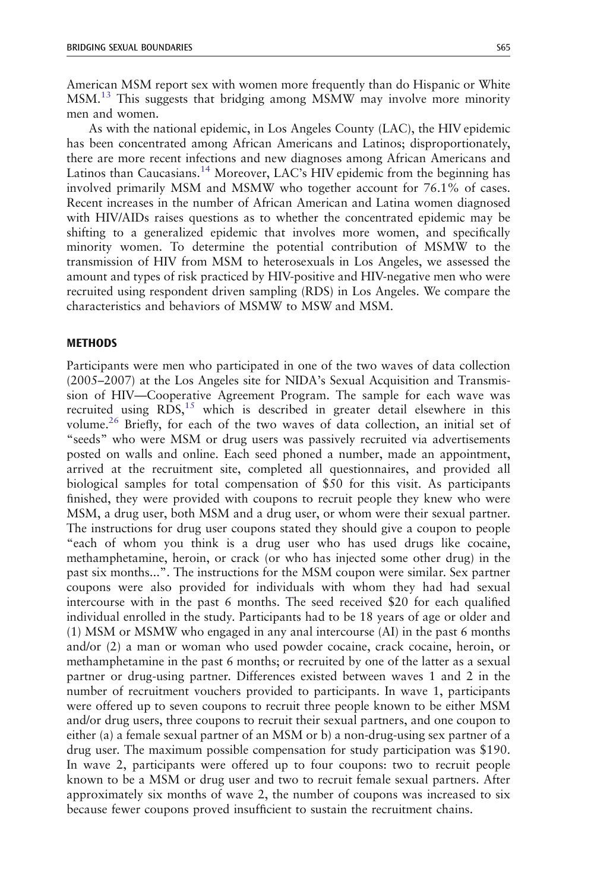American MSM report sex with women more frequently than do Hispanic or White MSM.[13] This suggests that bridging among MSMW may involve more minority men and women.

As with the national epidemic, in Los Angeles County (LAC), the HIV epidemic has been concentrated among African Americans and Latinos; disproportionately, there are more recent infections and new diagnoses among African Americans and Latinos than Caucasians.[14] Moreover, LAC's HIV epidemic from the beginning has involved primarily MSM and MSMW who together account for 76.1% of cases. Recent increases in the number of African American and Latina women diagnosed with HIV/AIDs raises questions as to whether the concentrated epidemic may be shifting to a generalized epidemic that involves more women, and specifically minority women. To determine the potential contribution of MSMW to the transmission of HIV from MSM to heterosexuals in Los Angeles, we assessed the amount and types of risk practiced by HIV-positive and HIV-negative men who were recruited using respondent driven sampling (RDS) in Los Angeles. We compare the characteristics and behaviors of MSMW to MSW and MSM.

## METHODS

Participants were men who participated in one of the two waves of data collection (2005–2007) at the Los Angeles site for NIDA's Sexual Acquisition and Transmission of HIV—Cooperative Agreement Program. The sample for each wave was recruited using RDS,[15] which is described in greater detail elsewhere in this volume.[26] Briefly, for each of the two waves of data collection, an initial set of "seeds" who were MSM or drug users was passively recruited via advertisements posted on walls and online. Each seed phoned a number, made an appointment, arrived at the recruitment site, completed all questionnaires, and provided all biological samples for total compensation of $50 for this visit. As participants finished, they were provided with coupons to recruit people they knew who were MSM, a drug user, both MSM and a drug user, or whom were their sexual partner. The instructions for drug user coupons stated they should give a coupon to people "each of whom you think is a drug user who has used drugs like cocaine, methamphetamine, heroin, or crack (or who has injected some other drug) in the past six months...". The instructions for the MSM coupon were similar. Sex partner coupons were also provided for individuals with whom they had had sexual intercourse with in the past 6 months. The seed received $20 for each qualified individual enrolled in the study. Participants had to be 18 years of age or older and (1) MSM or MSMW who engaged in any anal intercourse (AI) in the past 6 months and/or (2) a man or woman who used powder cocaine, crack cocaine, heroin, or methamphetamine in the past 6 months; or recruited by one of the latter as a sexual partner or drug-using partner. Differences existed between waves 1 and 2 in the number of recruitment vouchers provided to participants. In wave 1, participants were offered up to seven coupons to recruit three people known to be either MSM and/or drug users, three coupons to recruit their sexual partners, and one coupon to either (a) a female sexual partner of an MSM or b) a non-drug-using sex partner of a drug user. The maximum possible compensation for study participation was $190. In wave 2, participants were offered up to four coupons: two to recruit people known to be a MSM or drug user and two to recruit female sexual partners. After approximately six months of wave 2, the number of coupons was increased to six because fewer coupons proved insufficient to sustain the recruitment chains.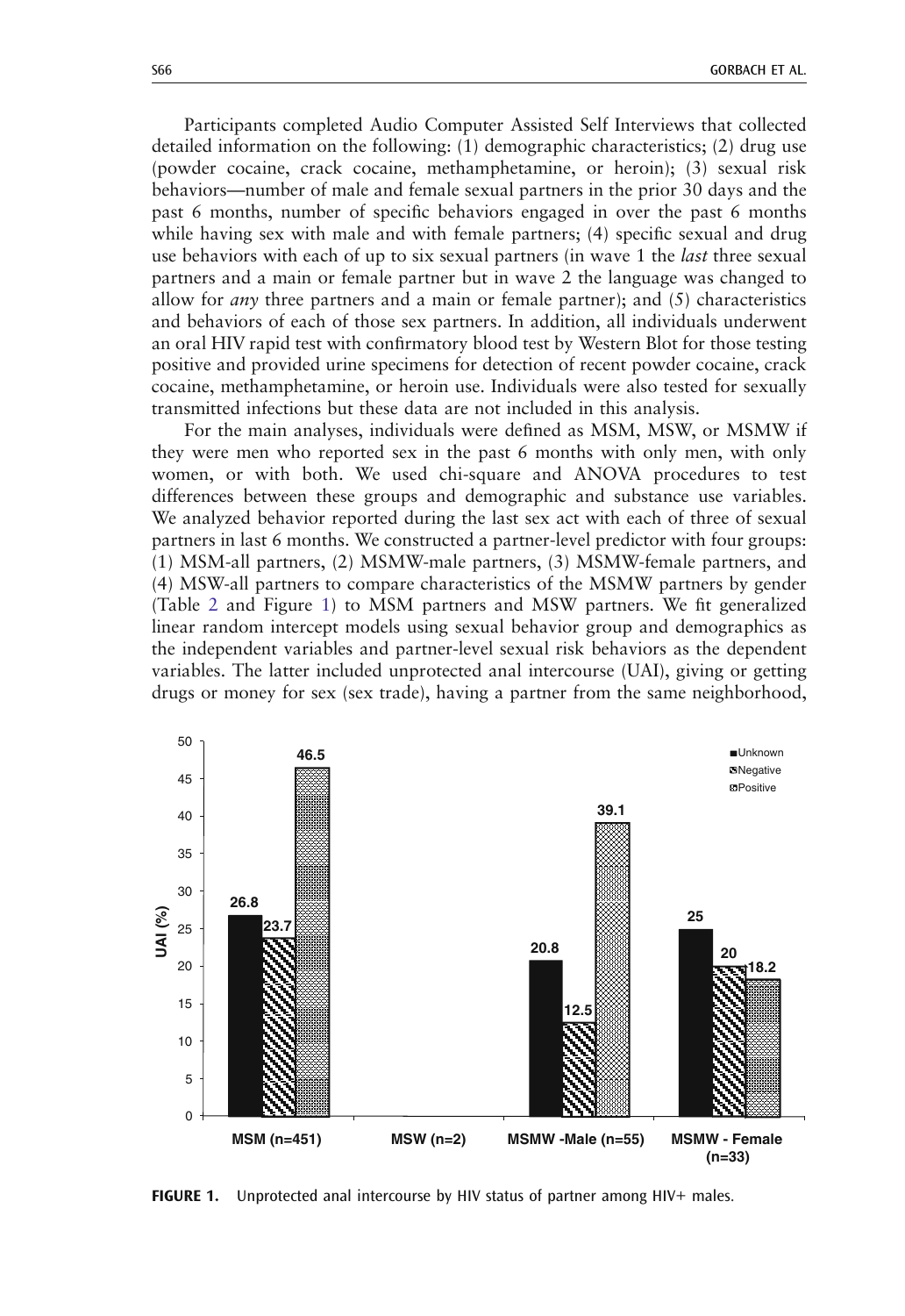Participants completed Audio Computer Assisted Self Interviews that collected detailed information on the following: (1) demographic characteristics; (2) drug use (powder cocaine, crack cocaine, methamphetamine, or heroin); (3) sexual risk behaviors—number of male and female sexual partners in the prior 30 days and the past 6 months, number of specific behaviors engaged in over the past 6 months while having sex with male and with female partners; (4) specific sexual and drug use behaviors with each of up to six sexual partners (in wave 1 the *last* three sexual partners and a main or female partner but in wave 2 the language was changed to allow for *any* three partners and a main or female partner); and (5) characteristics and behaviors of each of those sex partners. In addition, all individuals underwent an oral HIV rapid test with confirmatory blood test by Western Blot for those testing positive and provided urine specimens for detection of recent powder cocaine, crack cocaine, methamphetamine, or heroin use. Individuals were also tested for sexually transmitted infections but these data are not included in this analysis.

For the main analyses, individuals were defined as MSM, MSW, or MSMW if they were men who reported sex in the past 6 months with only men, with only women, or with both. We used chi-square and ANOVA procedures to test differences between these groups and demographic and substance use variables. We analyzed behavior reported during the last sex act with each of three of sexual partners in last 6 months. We constructed a partner-level predictor with four groups: (1) MSM-all partners, (2) MSMW-male partners, (3) MSMW-female partners, and (4) MSW-all partners to compare characteristics of the MSMW partners by gender (Table 2 and Figure 1) to MSM partners and MSW partners. We fit generalized linear random intercept models using sexual behavior group and demographics as the independent variables and partner-level sexual risk behaviors as the dependent variables. The latter included unprotected anal intercourse (UAI), giving or getting drugs or money for sex (sex trade), having a partner from the same neighborhood,

| UAI (%) | Unknown | Negative | Positive |
|---|---|---|---|
| MSM (n=451) | 26.8 | 23.7 | 46.5 |
| MSW (n=2) | | | |
| MSMW -Male (n=55) | 20.8 | 12.5 | 39.1 |
| MSMW - Female (n=33) | 25 | 20 | 18.2 |

**FIGURE 1.** Unprotected anal intercourse by HIV status of partner among HIV+ males.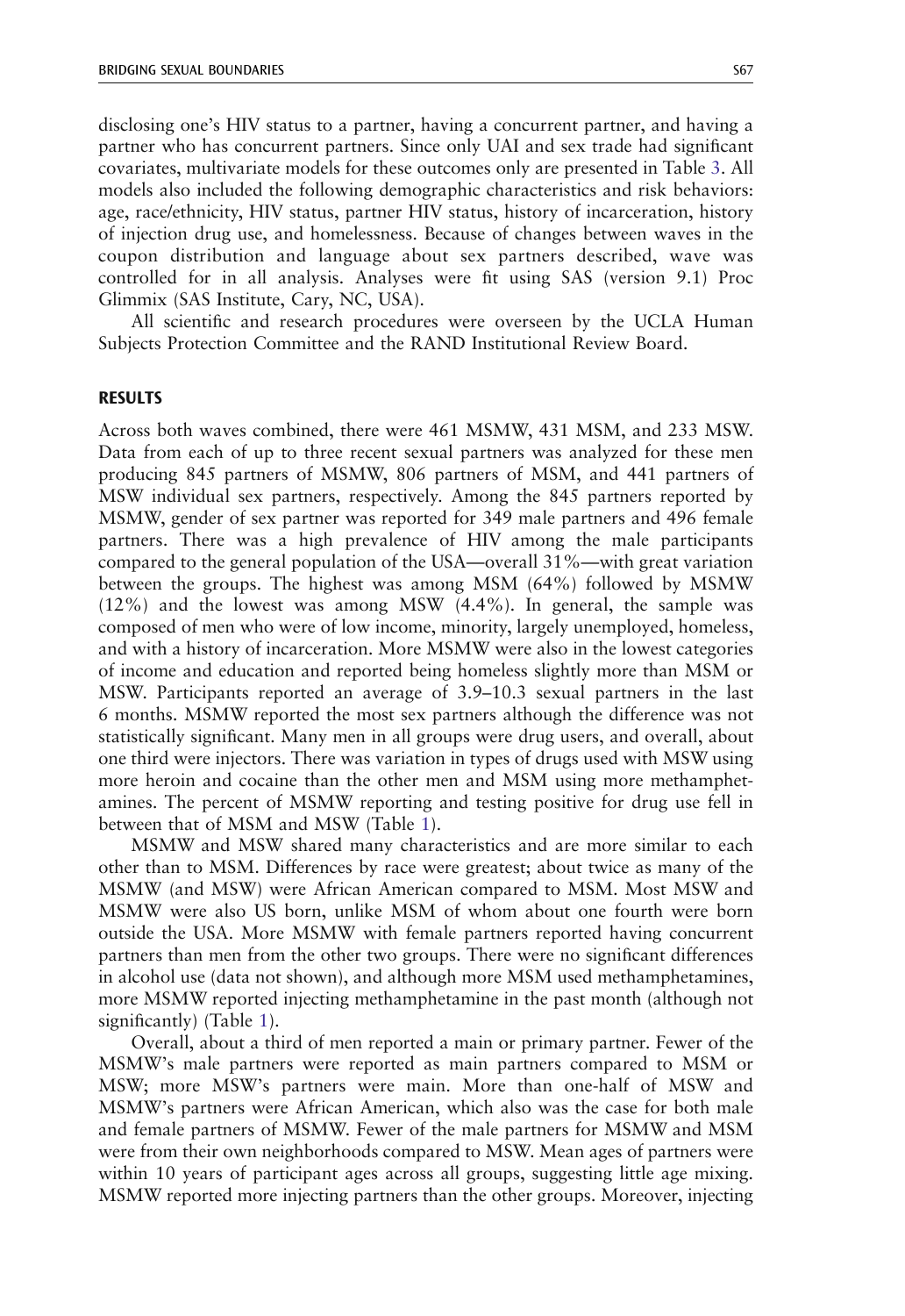disclosing one's HIV status to a partner, having a concurrent partner, and having a partner who has concurrent partners. Since only UAI and sex trade had significant covariates, multivariate models for these outcomes only are presented in Table 3. All models also included the following demographic characteristics and risk behaviors: age, race/ethnicity, HIV status, partner HIV status, history of incarceration, history of injection drug use, and homelessness. Because of changes between waves in the coupon distribution and language about sex partners described, wave was controlled for in all analysis. Analyses were fit using SAS (version 9.1) Proc Glimmix (SAS Institute, Cary, NC, USA).

All scientific and research procedures were overseen by the UCLA Human Subjects Protection Committee and the RAND Institutional Review Board.

## RESULTS

Across both waves combined, there were 461 MSMW, 431 MSM, and 233 MSW. Data from each of up to three recent sexual partners was analyzed for these men producing 845 partners of MSMW, 806 partners of MSM, and 441 partners of MSW individual sex partners, respectively. Among the 845 partners reported by MSMW, gender of sex partner was reported for 349 male partners and 496 female partners. There was a high prevalence of HIV among the male participants compared to the general population of the USA—overall 31%—with great variation between the groups. The highest was among MSM (64%) followed by MSMW (12%) and the lowest was among MSW (4.4%). In general, the sample was composed of men who were of low income, minority, largely unemployed, homeless, and with a history of incarceration. More MSMW were also in the lowest categories of income and education and reported being homeless slightly more than MSM or MSW. Participants reported an average of 3.9–10.3 sexual partners in the last 6 months. MSMW reported the most sex partners although the difference was not statistically significant. Many men in all groups were drug users, and overall, about one third were injectors. There was variation in types of drugs used with MSW using more heroin and cocaine than the other men and MSM using more methamphetamines. The percent of MSMW reporting and testing positive for drug use fell in between that of MSM and MSW (Table 1).

MSMW and MSW shared many characteristics and are more similar to each other than to MSM. Differences by race were greatest; about twice as many of the MSMW (and MSW) were African American compared to MSM. Most MSW and MSMW were also US born, unlike MSM of whom about one fourth were born outside the USA. More MSMW with female partners reported having concurrent partners than men from the other two groups. There were no significant differences in alcohol use (data not shown), and although more MSM used methamphetamines, more MSMW reported injecting methamphetamine in the past month (although not significantly) (Table 1).

Overall, about a third of men reported a main or primary partner. Fewer of the MSMW's male partners were reported as main partners compared to MSM or MSW; more MSW's partners were main. More than one-half of MSW and MSMW's partners were African American, which also was the case for both male and female partners of MSMW. Fewer of the male partners for MSMW and MSM were from their own neighborhoods compared to MSW. Mean ages of partners were within 10 years of participant ages across all groups, suggesting little age mixing. MSMW reported more injecting partners than the other groups. Moreover, injecting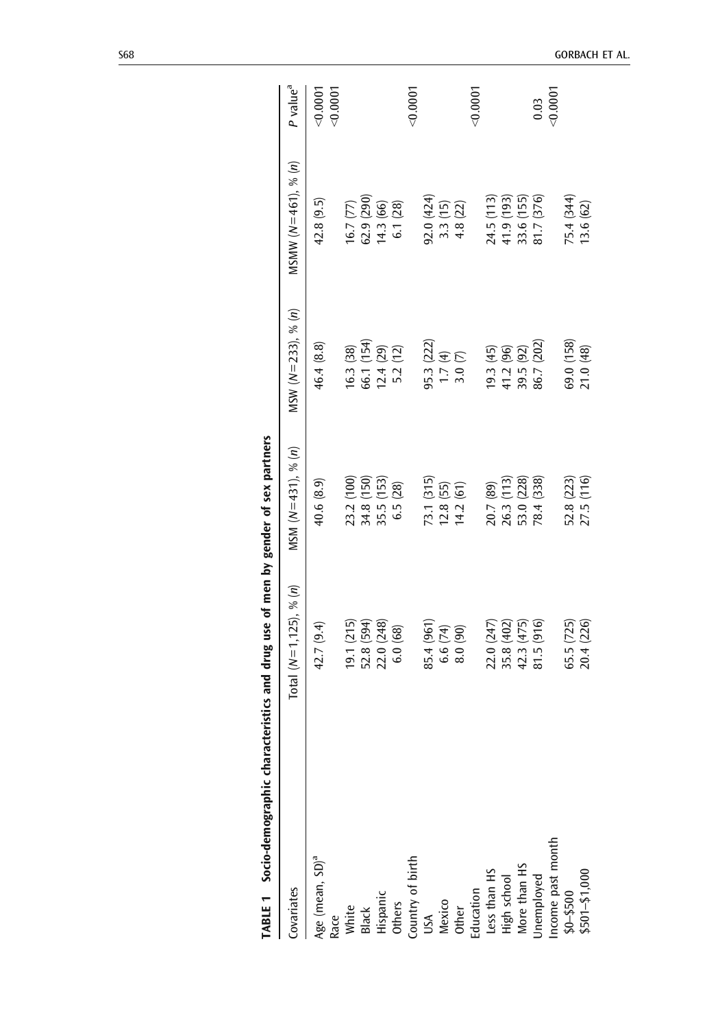**TABLE 1 Socio-demographic characteristics and drug use of men by gender of sex partners**

| Covariates | Total (N=1,125), % (n) | MSM (N=431), % (n) | MSW (N=233), % (n) | MSMW (N=461), % (n) | P value[a] |
|---|---|---|---|---|---|
| Age (mean, SD)[a] | 42.7 (9.4) | 40.6 (8.9) | 46.4 (8.8) | 42.8 (9.5) | <0.0001 |
| Race | | | | | <0.0001 |
| White | 19.1 (215) | 23.2 (100) | 16.3 (38) | 16.7 (77) | |
| Black | 52.8 (594) | 34.8 (150) | 66.1 (154) | 62.9 (290) | |
| Hispanic | 22.0 (248) | 35.5 (153) | 12.4 (29) | 14.3 (66) | |
| Others | 6.0 (68) | 6.5 (28) | 5.2 (12) | 6.1 (28) | |
| Country of birth | | | | | <0.0001 |
| USA | 85.4 (961) | 73.1 (315) | 95.3 (222) | 92.0 (424) | |
| Mexico | 6.6 (74) | 12.8 (55) | 1.7 (4) | 3.3 (15) | |
| Other | 8.0 (90) | 14.2 (61) | 3.0 (7) | 4.8 (22) | |
| Education | | | | | <0.0001 |
| Less than HS | 22.0 (247) | 20.7 (89) | 19.3 (45) | 24.5 (113) | |
| High school | 35.8 (402) | 26.3 (113) | 41.2 (96) | 41.9 (193) | |
| More than HS | 42.3 (475) | 53.0 (228) | 39.5 (92) | 33.6 (155) | |
| Unemployed | 81.5 (916) | 78.4 (338) | 86.7 (202) | 81.7 (376) | 0.03 |
| Income past month | | | | | <0.0001 |
| \$0–\$500 | 65.5 (725) | 52.8 (223) | 69.0 (158) | 75.4 (344) | |
| \$501–\$1,000 | 20.4 (226) | 27.5 (116) | 21.0 (48) | 13.6 (62) | |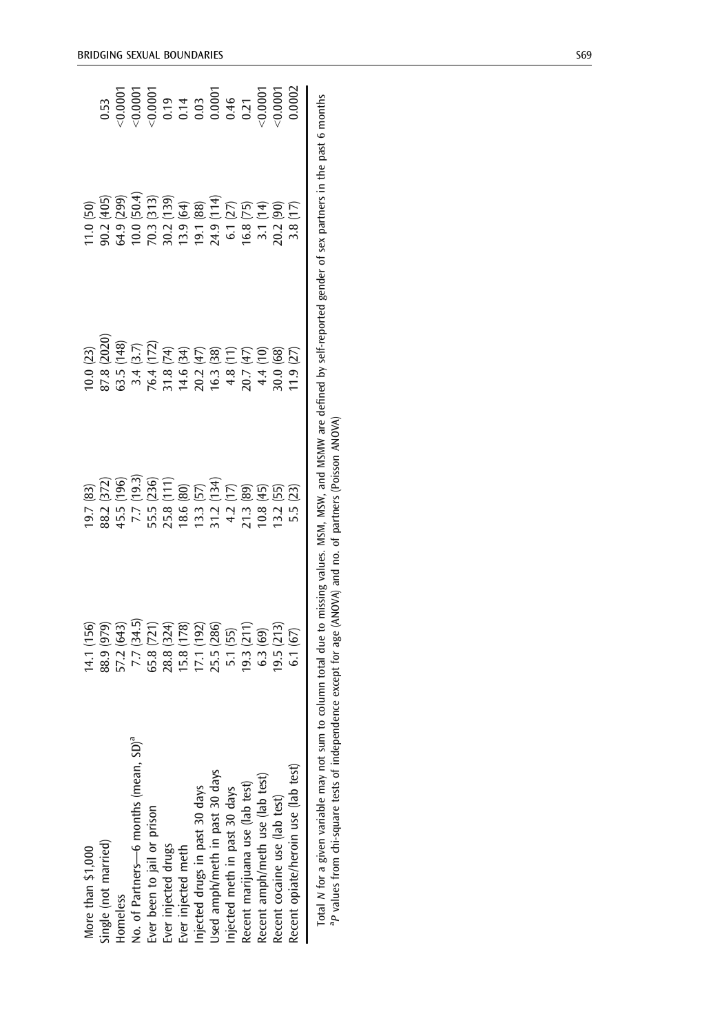| | | | | |
|---|---|---|---|---|
| More than $1,000 | 14.1 (156) | 19.7 (83) | 10.0 (23) | 11.0 (50) | 0.53 |
| Single (not married) | 88.9 (979) | 88.2 (372) | 87.8 (2020) | 90.2 (405) | <0.0001 |
| Homeless | 57.2 (643) | 45.5 (196) | 63.5 (148) | 64.9 (299) | <0.0001 |
| No. of Partners—6 months (mean, SD)[a] | 7.7 (34.5) | 7.7 (19.3) | 3.4 (3.7) | 10.0 (50.4) | <0.0001 |
| Ever been to jail or prison | 65.8 (721) | 55.5 (236) | 76.4 (172) | 70.3 (313) | 0.19 |
| Ever injected drugs | 28.8 (324) | 25.8 (111) | 31.8 (74) | 30.2 (139) | 0.14 |
| Ever injected meth | 15.8 (178) | 18.6 (80) | 14.6 (34) | 13.9 (64) | 0.03 |
| Injected drugs in past 30 days | 17.1 (192) | 13.3 (57) | 20.2 (47) | 19.1 (88) | 0.0001 |
| Used amph/meth in past 30 days | 25.5 (286) | 31.2 (134) | 16.3 (38) | 24.9 (114) | 0.46 |
| Injected meth in past 30 days | 5.1 (55) | 4.2 (17) | 4.8 (11) | 6.1 (27) | 0.21 |
| Recent marijuana use (lab test) | 19.3 (211) | 21.3 (89) | 20.7 (47) | 16.8 (75) | <0.0001 |
| Recent amph/meth use (lab test) | 6.3 (69) | 10.8 (45) | 4.4 (10) | 3.1 (14) | <0.0001 |
| Recent cocaine use (lab test) | 19.5 (213) | 13.2 (55) | 30.0 (68) | 20.2 (90) | 0.0002 |
| Recent opiate/heroin use (lab test) | 6.1 (67) | 5.5 (23) | 11.9 (27) | 3.8 (17) | |

Total $N$ for a given variable may not sum to column total due to missing values. MSM, MSW, and MSMW are defined by self-reported gender of sex partners in the past 6 months

[a]$P$ values from chi-square tests of independence except for age (ANOVA) and no. of partners (Poisson ANOVA)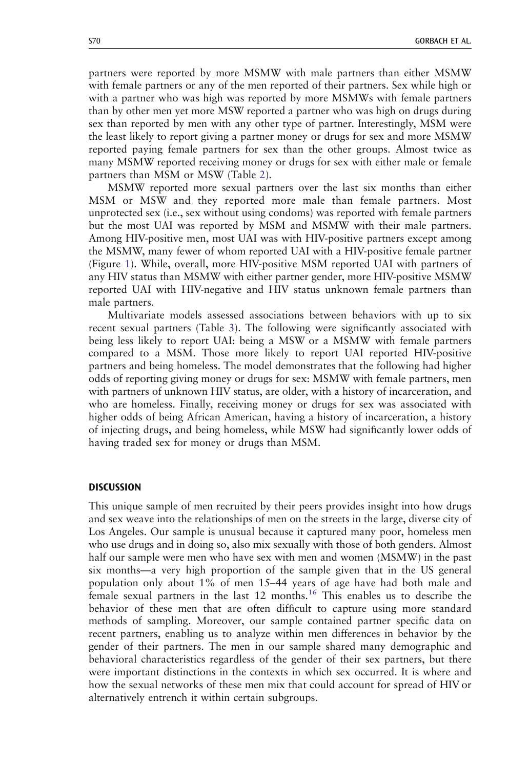partners were reported by more MSMW with male partners than either MSMW with female partners or any of the men reported of their partners. Sex while high or with a partner who was high was reported by more MSMWs with female partners than by other men yet more MSW reported a partner who was high on drugs during sex than reported by men with any other type of partner. Interestingly, MSM were the least likely to report giving a partner money or drugs for sex and more MSMW reported paying female partners for sex than the other groups. Almost twice as many MSMW reported receiving money or drugs for sex with either male or female partners than MSM or MSW (Table 2).

MSMW reported more sexual partners over the last six months than either MSM or MSW and they reported more male than female partners. Most unprotected sex (i.e., sex without using condoms) was reported with female partners but the most UAI was reported by MSM and MSMW with their male partners. Among HIV-positive men, most UAI was with HIV-positive partners except among the MSMW, many fewer of whom reported UAI with a HIV-positive female partner (Figure 1). While, overall, more HIV-positive MSM reported UAI with partners of any HIV status than MSMW with either partner gender, more HIV-positive MSMW reported UAI with HIV-negative and HIV status unknown female partners than male partners.

Multivariate models assessed associations between behaviors with up to six recent sexual partners (Table 3). The following were significantly associated with being less likely to report UAI: being a MSW or a MSMW with female partners compared to a MSM. Those more likely to report UAI reported HIV-positive partners and being homeless. The model demonstrates that the following had higher odds of reporting giving money or drugs for sex: MSMW with female partners, men with partners of unknown HIV status, are older, with a history of incarceration, and who are homeless. Finally, receiving money or drugs for sex was associated with higher odds of being African American, having a history of incarceration, a history of injecting drugs, and being homeless, while MSW had significantly lower odds of having traded sex for money or drugs than MSM.

## DISCUSSION

This unique sample of men recruited by their peers provides insight into how drugs and sex weave into the relationships of men on the streets in the large, diverse city of Los Angeles. Our sample is unusual because it captured many poor, homeless men who use drugs and in doing so, also mix sexually with those of both genders. Almost half our sample were men who have sex with men and women (MSMW) in the past six months—a very high proportion of the sample given that in the US general population only about 1% of men 15–44 years of age have had both male and female sexual partners in the last 12 months.[16] This enables us to describe the behavior of these men that are often difficult to capture using more standard methods of sampling. Moreover, our sample contained partner specific data on recent partners, enabling us to analyze within men differences in behavior by the gender of their partners. The men in our sample shared many demographic and behavioral characteristics regardless of the gender of their sex partners, but there were important distinctions in the contexts in which sex occurred. It is where and how the sexual networks of these men mix that could account for spread of HIV or alternatively entrench it within certain subgroups.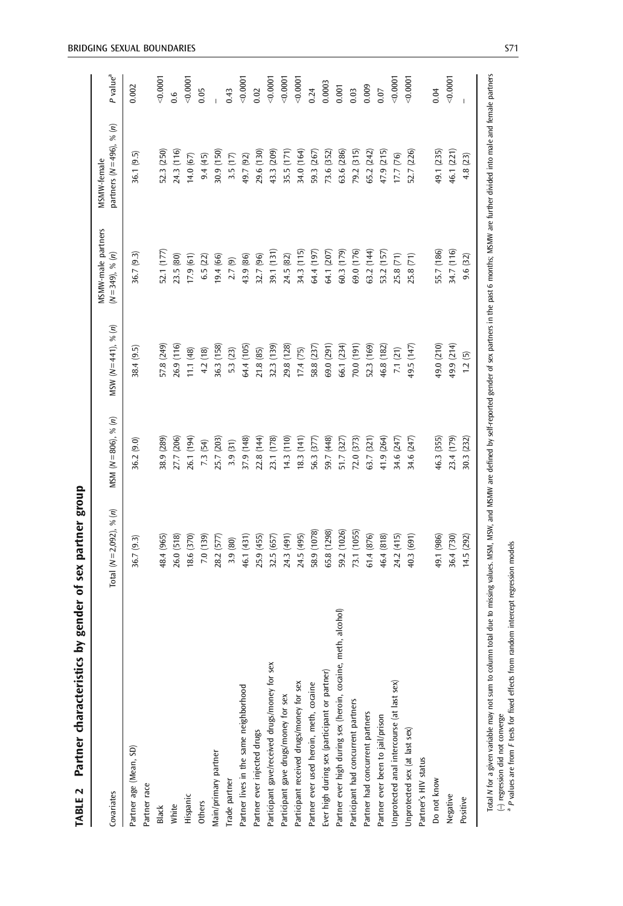**TABLE 2 Partner characteristics by gender of sex partner group**

| Covariates | Total (N=2,092), % (n) | MSM (N=806), % (n) | MSW (N=441), % (n) | MSMW-male partners (N=349), % (n) | MSMW-female partners (N=496), % (n) | P value[a] |
|---|---|---|---|---|---|---|
| Partner age (Mean, SD) | 36.7 (9.3) | 36.2 (9.0) | 38.4 (9.5) | 36.7 (9.3) | 36.1 (9.5) | 0.002 |
| Partner race | | | | | | |
| Black | 48.4 (965) | 38.9 (289) | 57.8 (249) | 52.1 (177) | 52.3 (250) | <0.0001 |
| White | 26.0 (518) | 27.7 (206) | 26.9 (116) | 23.5 (80) | 24.3 (116) | 0.6 |
| Hispanic | 18.6 (370) | 26.1 (194) | 11.1 (48) | 17.9 (61) | 14.0 (67) | <0.0001 |
| Others | 7.0 (139) | 7.3 (54) | 4.2 (18) | 6.5 (22) | 9.4 (45) | 0.05 |
| Main/primary partner | 28.2 (577) | 25.7 (203) | 36.3 (158) | 19.4 (66) | 30.9 (150) | – |
| Trade partner | 3.9 (80) | 3.9 (31) | 5.3 (23) | 2.7 (9) | 3.5 (17) | 0.43 |
| Partner lives in the same neighborhood | 46.1 (431) | 37.9 (148) | 64.4 (105) | 43.9 (86) | 49.7 (92) | <0.0001 |
| Partner ever injected drugs | 25.9 (455) | 22.8 (144) | 21.8 (85) | 32.7 (96) | 29.6 (130) | 0.02 |
| Participant gave/received drugs/money for sex | 32.5 (657) | 23.1 (178) | 32.3 (139) | 39.1 (131) | 43.3 (209) | <0.0001 |
| Participant gave drugs/money for sex | 24.3 (491) | 14.3 (110) | 29.8 (128) | 24.5 (82) | 35.5 (171) | <0.0001 |
| Participant received drugs/money for sex | 24.5 (495) | 18.3 (141) | 17.4 (75) | 34.3 (115) | 34.0 (164) | <0.0001 |
| Partner ever used heroin, meth, cocaine | 58.9 (1078) | 56.3 (377) | 58.8 (237) | 64.4 (197) | 59.3 (267) | 0.24 |
| Ever high during sex (participant or partner) | 65.8 (1298) | 59.7 (448) | 69.0 (291) | 64.1 (207) | 73.6 (352) | 0.0003 |
| Partner ever high during sex (heroin, cocaine, meth, alcohol) | 59.2 (1026) | 51.7 (327) | 66.1 (234) | 60.3 (179) | 63.6 (286) | 0.001 |
| Participant had concurrent partners | 73.1 (1055) | 72.0 (373) | 70.0 (191) | 69.0 (176) | 79.2 (315) | 0.03 |
| Partner had concurrent partners | 61.4 (876) | 63.7 (321) | 52.3 (169) | 63.2 (144) | 65.2 (242) | 0.009 |
| Partner ever been to jail/prison | 46.4 (818) | 41.9 (264) | 46.8 (182) | 53.2 (157) | 47.9 (215) | 0.07 |
| Unprotected anal intercourse (at last sex) | 24.2 (415) | 34.6 (247) | 7.1 (21) | 25.8 (71) | 17.7 (76) | <0.0001 |
| Unprotected sex (at last sex) | 40.3 (691) | 34.6 (247) | 49.5 (147) | 25.8 (71) | 52.7 (226) | <0.0001 |
| Partner's HIV status | | | | | | |
| Do not know | 49.1 (986) | 46.3 (355) | 49.0 (210) | 55.7 (186) | 49.1 (235) | 0.04 |
| Negative | 36.4 (730) | 23.4 (179) | 49.9 (214) | 34.7 (116) | 46.1 (221) | <0.0001 |
| Positive | 14.5 (292) | 30.3 (232) | 1.2 (5) | 9.6 (32) | 4.8 (23) | – |

Total N for a given variable may not sum to column total due to missing values. MSM, MSW, and MSMW are defined by self-reported gender of sex partners in the past 6 months; MSMW are further divided into male and female partners

(–) regression did not converge

[a] P values are from F tests for fixed effects from random intercept regression models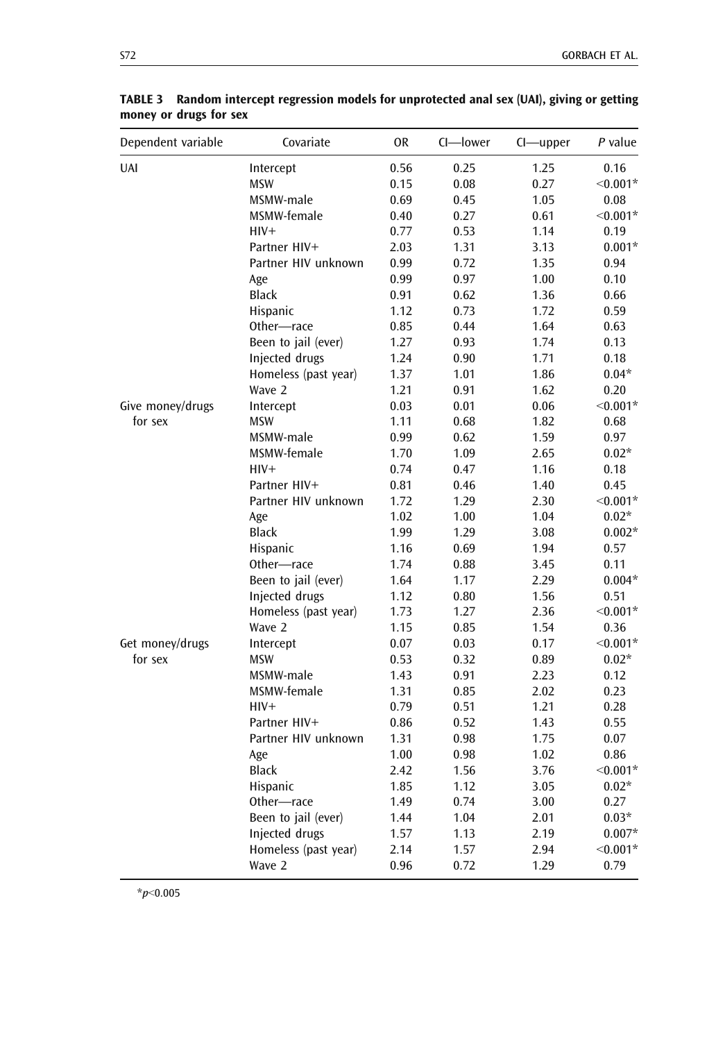**TABLE 3 Random intercept regression models for unprotected anal sex (UAI), giving or getting money or drugs for sex**

| Dependent variable | Covariate | OR | CI—lower | CI—upper | *P* value |
|---|---|---|---|---|---|
| UAI | Intercept | 0.56 | 0.25 | 1.25 | 0.16 |
| | MSW | 0.15 | 0.08 | 0.27 | <0.001* |
| | MSMW-male | 0.69 | 0.45 | 1.05 | 0.08 |
| | MSMW-female | 0.40 | 0.27 | 0.61 | <0.001* |
| | HIV+ | 0.77 | 0.53 | 1.14 | 0.19 |
| | Partner HIV+ | 2.03 | 1.31 | 3.13 | 0.001* |
| | Partner HIV unknown | 0.99 | 0.72 | 1.35 | 0.94 |
| | Age | 0.99 | 0.97 | 1.00 | 0.10 |
| | Black | 0.91 | 0.62 | 1.36 | 0.66 |
| | Hispanic | 1.12 | 0.73 | 1.72 | 0.59 |
| | Other—race | 0.85 | 0.44 | 1.64 | 0.63 |
| | Been to jail (ever) | 1.27 | 0.93 | 1.74 | 0.13 |
| | Injected drugs | 1.24 | 0.90 | 1.71 | 0.18 |
| | Homeless (past year) | 1.37 | 1.01 | 1.86 | 0.04* |
| | Wave 2 | 1.21 | 0.91 | 1.62 | 0.20 |
| Give money/drugs for sex | Intercept | 0.03 | 0.01 | 0.06 | <0.001* |
| | MSW | 1.11 | 0.68 | 1.82 | 0.68 |
| | MSMW-male | 0.99 | 0.62 | 1.59 | 0.97 |
| | MSMW-female | 1.70 | 1.09 | 2.65 | 0.02* |
| | HIV+ | 0.74 | 0.47 | 1.16 | 0.18 |
| | Partner HIV+ | 0.81 | 0.46 | 1.40 | 0.45 |
| | Partner HIV unknown | 1.72 | 1.29 | 2.30 | <0.001* |
| | Age | 1.02 | 1.00 | 1.04 | 0.02* |
| | Black | 1.99 | 1.29 | 3.08 | 0.002* |
| | Hispanic | 1.16 | 0.69 | 1.94 | 0.57 |
| | Other—race | 1.74 | 0.88 | 3.45 | 0.11 |
| | Been to jail (ever) | 1.64 | 1.17 | 2.29 | 0.004* |
| | Injected drugs | 1.12 | 0.80 | 1.56 | 0.51 |
| | Homeless (past year) | 1.73 | 1.27 | 2.36 | <0.001* |
| | Wave 2 | 1.15 | 0.85 | 1.54 | 0.36 |
| Get money/drugs for sex | Intercept | 0.07 | 0.03 | 0.17 | <0.001* |
| | MSW | 0.53 | 0.32 | 0.89 | 0.02* |
| | MSMW-male | 1.43 | 0.91 | 2.23 | 0.12 |
| | MSMW-female | 1.31 | 0.85 | 2.02 | 0.23 |
| | HIV+ | 0.79 | 0.51 | 1.21 | 0.28 |
| | Partner HIV+ | 0.86 | 0.52 | 1.43 | 0.55 |
| | Partner HIV unknown | 1.31 | 0.98 | 1.75 | 0.07 |
| | Age | 1.00 | 0.98 | 1.02 | 0.86 |
| | Black | 2.42 | 1.56 | 3.76 | <0.001* |
| | Hispanic | 1.85 | 1.12 | 3.05 | 0.02* |
| | Other—race | 1.49 | 0.74 | 3.00 | 0.27 |
| | Been to jail (ever) | 1.44 | 1.04 | 2.01 | 0.03* |
| | Injected drugs | 1.57 | 1.13 | 2.19 | 0.007* |
| | Homeless (past year) | 2.14 | 1.57 | 2.94 | <0.001* |
| | Wave 2 | 0.96 | 0.72 | 1.29 | 0.79 |

*$p<0.005$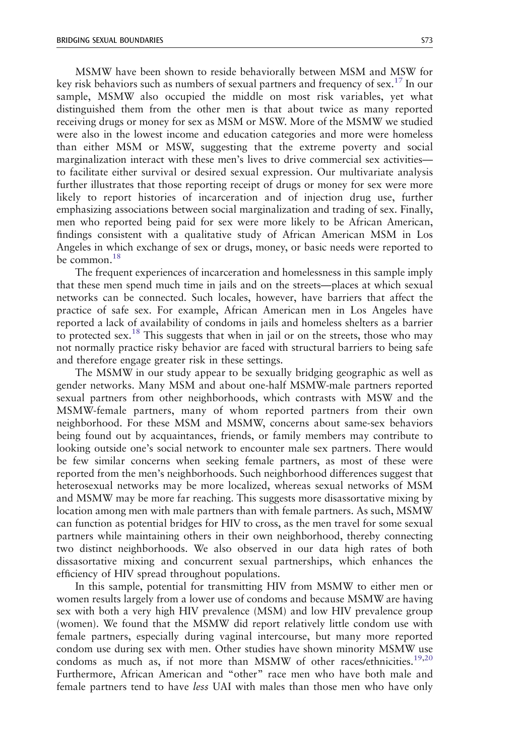MSMW have been shown to reside behaviorally between MSM and MSW for key risk behaviors such as numbers of sexual partners and frequency of sex.[17] In our sample, MSMW also occupied the middle on most risk variables, yet what distinguished them from the other men is that about twice as many reported receiving drugs or money for sex as MSM or MSW. More of the MSMW we studied were also in the lowest income and education categories and more were homeless than either MSM or MSW, suggesting that the extreme poverty and social marginalization interact with these men's lives to drive commercial sex activities—to facilitate either survival or desired sexual expression. Our multivariate analysis further illustrates that those reporting receipt of drugs or money for sex were more likely to report histories of incarceration and of injection drug use, further emphasizing associations between social marginalization and trading of sex. Finally, men who reported being paid for sex were more likely to be African American, findings consistent with a qualitative study of African American MSM in Los Angeles in which exchange of sex or drugs, money, or basic needs were reported to be common.[18]

The frequent experiences of incarceration and homelessness in this sample imply that these men spend much time in jails and on the streets—places at which sexual networks can be connected. Such locales, however, have barriers that affect the practice of safe sex. For example, African American men in Los Angeles have reported a lack of availability of condoms in jails and homeless shelters as a barrier to protected sex.[18] This suggests that when in jail or on the streets, those who may not normally practice risky behavior are faced with structural barriers to being safe and therefore engage greater risk in these settings.

The MSMW in our study appear to be sexually bridging geographic as well as gender networks. Many MSM and about one-half MSMW-male partners reported sexual partners from other neighborhoods, which contrasts with MSW and the MSMW-female partners, many of whom reported partners from their own neighborhood. For these MSM and MSMW, concerns about same-sex behaviors being found out by acquaintances, friends, or family members may contribute to looking outside one's social network to encounter male sex partners. There would be few similar concerns when seeking female partners, as most of these were reported from the men's neighborhoods. Such neighborhood differences suggest that heterosexual networks may be more localized, whereas sexual networks of MSM and MSMW may be more far reaching. This suggests more disassortative mixing by location among men with male partners than with female partners. As such, MSMW can function as potential bridges for HIV to cross, as the men travel for some sexual partners while maintaining others in their own neighborhood, thereby connecting two distinct neighborhoods. We also observed in our data high rates of both dissasortative mixing and concurrent sexual partnerships, which enhances the efficiency of HIV spread throughout populations.

In this sample, potential for transmitting HIV from MSMW to either men or women results largely from a lower use of condoms and because MSMW are having sex with both a very high HIV prevalence (MSM) and low HIV prevalence group (women). We found that the MSMW did report relatively little condom use with female partners, especially during vaginal intercourse, but many more reported condom use during sex with men. Other studies have shown minority MSMW use condoms as much as, if not more than MSMW of other races/ethnicities.[19,20] Furthermore, African American and "other" race men who have both male and female partners tend to have *less* UAI with males than those men who have only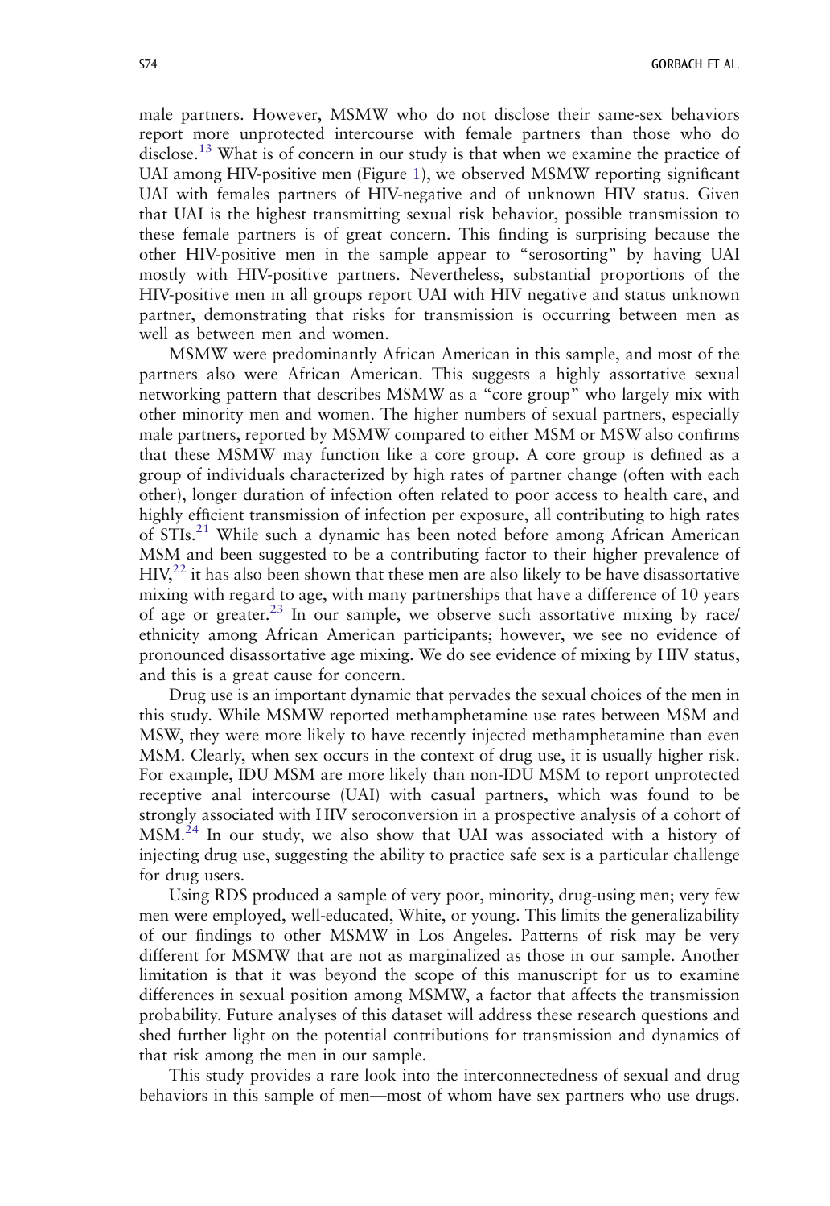male partners. However, MSMW who do not disclose their same-sex behaviors report more unprotected intercourse with female partners than those who do disclose.[13] What is of concern in our study is that when we examine the practice of UAI among HIV-positive men (Figure 1), we observed MSMW reporting significant UAI with females partners of HIV-negative and of unknown HIV status. Given that UAI is the highest transmitting sexual risk behavior, possible transmission to these female partners is of great concern. This finding is surprising because the other HIV-positive men in the sample appear to "serosorting" by having UAI mostly with HIV-positive partners. Nevertheless, substantial proportions of the HIV-positive men in all groups report UAI with HIV negative and status unknown partner, demonstrating that risks for transmission is occurring between men as well as between men and women.

MSMW were predominantly African American in this sample, and most of the partners also were African American. This suggests a highly assortative sexual networking pattern that describes MSMW as a "core group" who largely mix with other minority men and women. The higher numbers of sexual partners, especially male partners, reported by MSMW compared to either MSM or MSW also confirms that these MSMW may function like a core group. A core group is defined as a group of individuals characterized by high rates of partner change (often with each other), longer duration of infection often related to poor access to health care, and highly efficient transmission of infection per exposure, all contributing to high rates of STIs.[21] While such a dynamic has been noted before among African American MSM and been suggested to be a contributing factor to their higher prevalence of HIV,[22] it has also been shown that these men are also likely to be have disassortative mixing with regard to age, with many partnerships that have a difference of 10 years of age or greater.[23] In our sample, we observe such assortative mixing by race/ethnicity among African American participants; however, we see no evidence of pronounced disassortative age mixing. We do see evidence of mixing by HIV status, and this is a great cause for concern.

Drug use is an important dynamic that pervades the sexual choices of the men in this study. While MSMW reported methamphetamine use rates between MSM and MSW, they were more likely to have recently injected methamphetamine than even MSM. Clearly, when sex occurs in the context of drug use, it is usually higher risk. For example, IDU MSM are more likely than non-IDU MSM to report unprotected receptive anal intercourse (UAI) with casual partners, which was found to be strongly associated with HIV seroconversion in a prospective analysis of a cohort of MSM.[24] In our study, we also show that UAI was associated with a history of injecting drug use, suggesting the ability to practice safe sex is a particular challenge for drug users.

Using RDS produced a sample of very poor, minority, drug-using men; very few men were employed, well-educated, White, or young. This limits the generalizability of our findings to other MSMW in Los Angeles. Patterns of risk may be very different for MSMW that are not as marginalized as those in our sample. Another limitation is that it was beyond the scope of this manuscript for us to examine differences in sexual position among MSMW, a factor that affects the transmission probability. Future analyses of this dataset will address these research questions and shed further light on the potential contributions for transmission and dynamics of that risk among the men in our sample.

This study provides a rare look into the interconnectedness of sexual and drug behaviors in this sample of men—most of whom have sex partners who use drugs.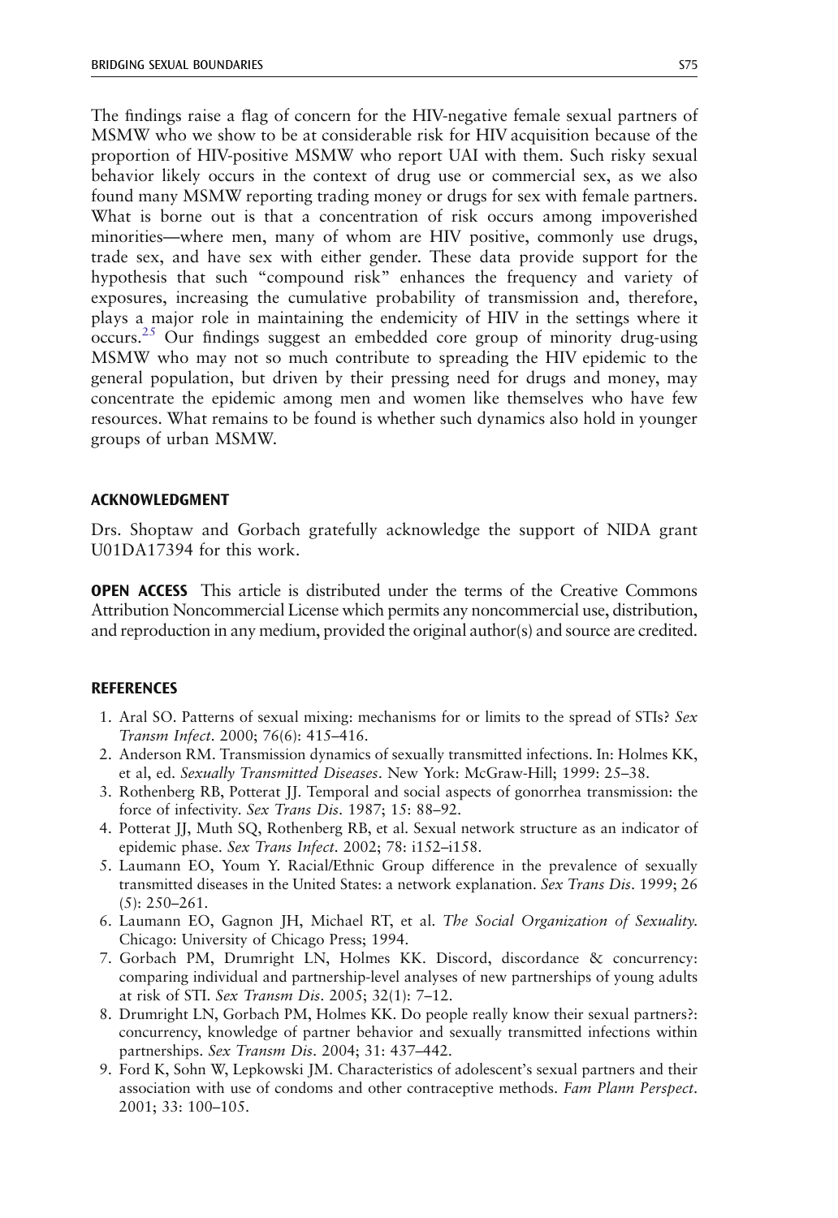The findings raise a flag of concern for the HIV-negative female sexual partners of MSMW who we show to be at considerable risk for HIV acquisition because of the proportion of HIV-positive MSMW who report UAI with them. Such risky sexual behavior likely occurs in the context of drug use or commercial sex, as we also found many MSMW reporting trading money or drugs for sex with female partners. What is borne out is that a concentration of risk occurs among impoverished minorities—where men, many of whom are HIV positive, commonly use drugs, trade sex, and have sex with either gender. These data provide support for the hypothesis that such "compound risk" enhances the frequency and variety of exposures, increasing the cumulative probability of transmission and, therefore, plays a major role in maintaining the endemicity of HIV in the settings where it occurs.[25] Our findings suggest an embedded core group of minority drug-using MSMW who may not so much contribute to spreading the HIV epidemic to the general population, but driven by their pressing need for drugs and money, may concentrate the epidemic among men and women like themselves who have few resources. What remains to be found is whether such dynamics also hold in younger groups of urban MSMW.

## ACKNOWLEDGMENT

Drs. Shoptaw and Gorbach gratefully acknowledge the support of NIDA grant U01DA17394 for this work.

**OPEN ACCESS** This article is distributed under the terms of the Creative Commons Attribution Noncommercial License which permits any noncommercial use, distribution, and reproduction in any medium, provided the original author(s) and source are credited.

## REFERENCES

1. Aral SO. Patterns of sexual mixing: mechanisms for or limits to the spread of STIs? *Sex Transm Infect*. 2000; 76(6): 415–416.
2. Anderson RM. Transmission dynamics of sexually transmitted infections. In: Holmes KK, et al, ed. *Sexually Transmitted Diseases*. New York: McGraw-Hill; 1999: 25–38.
3. Rothenberg RB, Potterat JJ. Temporal and social aspects of gonorrhea transmission: the force of infectivity. *Sex Trans Dis*. 1987; 15: 88–92.
4. Potterat JJ, Muth SQ, Rothenberg RB, et al. Sexual network structure as an indicator of epidemic phase. *Sex Trans Infect*. 2002; 78: i152–i158.
5. Laumann EO, Youm Y. Racial/Ethnic Group difference in the prevalence of sexually transmitted diseases in the United States: a network explanation. *Sex Trans Dis*. 1999; 26 (5): 250–261.
6. Laumann EO, Gagnon JH, Michael RT, et al. *The Social Organization of Sexuality*. Chicago: University of Chicago Press; 1994.
7. Gorbach PM, Drumright LN, Holmes KK. Discord, discordance & concurrency: comparing individual and partnership-level analyses of new partnerships of young adults at risk of STI. *Sex Transm Dis*. 2005; 32(1): 7–12.
8. Drumright LN, Gorbach PM, Holmes KK. Do people really know their sexual partners?: concurrency, knowledge of partner behavior and sexually transmitted infections within partnerships. *Sex Transm Dis*. 2004; 31: 437–442.
9. Ford K, Sohn W, Lepkowski JM. Characteristics of adolescent's sexual partners and their association with use of condoms and other contraceptive methods. *Fam Plann Perspect*. 2001; 33: 100–105.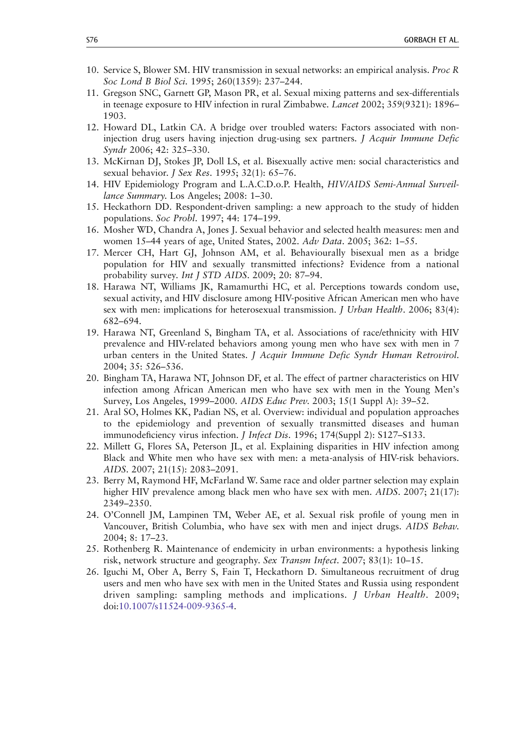10. Service S, Blower SM. HIV transmission in sexual networks: an empirical analysis. *Proc R Soc Lond B Biol Sci*. 1995; 260(1359): 237–244.
11. Gregson SNC, Garnett GP, Mason PR, et al. Sexual mixing patterns and sex-differentials in teenage exposure to HIV infection in rural Zimbabwe. *Lancet* 2002; 359(9321): 1896–1903.
12. Howard DL, Latkin CA. A bridge over troubled waters: Factors associated with non-injection drug users having injection drug-using sex partners. *J Acquir Immune Defic Syndr* 2006; 42: 325–330.
13. McKirnan DJ, Stokes JP, Doll LS, et al. Bisexually active men: social characteristics and sexual behavior. *J Sex Res*. 1995; 32(1): 65–76.
14. HIV Epidemiology Program and L.A.C.D.o.P. Health, *HIV/AIDS Semi-Annual Surveillance Summary*. Los Angeles; 2008: 1–30.
15. Heckathorn DD. Respondent-driven sampling: a new approach to the study of hidden populations. *Soc Probl*. 1997; 44: 174–199.
16. Mosher WD, Chandra A, Jones J. Sexual behavior and selected health measures: men and women 15–44 years of age, United States, 2002. *Adv Data*. 2005; 362: 1–55.
17. Mercer CH, Hart GJ, Johnson AM, et al. Behaviourally bisexual men as a bridge population for HIV and sexually transmitted infections? Evidence from a national probability survey. *Int J STD AIDS*. 2009; 20: 87–94.
18. Harawa NT, Williams JK, Ramamurthi HC, et al. Perceptions towards condom use, sexual activity, and HIV disclosure among HIV-positive African American men who have sex with men: implications for heterosexual transmission. *J Urban Health*. 2006; 83(4): 682–694.
19. Harawa NT, Greenland S, Bingham TA, et al. Associations of race/ethnicity with HIV prevalence and HIV-related behaviors among young men who have sex with men in 7 urban centers in the United States. *J Acquir Immune Defic Syndr Human Retrovirol*. 2004; 35: 526–536.
20. Bingham TA, Harawa NT, Johnson DF, et al. The effect of partner characteristics on HIV infection among African American men who have sex with men in the Young Men's Survey, Los Angeles, 1999–2000. *AIDS Educ Prev*. 2003; 15(1 Suppl A): 39–52.
21. Aral SO, Holmes KK, Padian NS, et al. Overview: individual and population approaches to the epidemiology and prevention of sexually transmitted diseases and human immunodeficiency virus infection. *J Infect Dis*. 1996; 174(Suppl 2): S127–S133.
22. Millett G, Flores SA, Peterson JL, et al. Explaining disparities in HIV infection among Black and White men who have sex with men: a meta-analysis of HIV-risk behaviors. *AIDS*. 2007; 21(15): 2083–2091.
23. Berry M, Raymond HF, McFarland W. Same race and older partner selection may explain higher HIV prevalence among black men who have sex with men. *AIDS*. 2007; 21(17): 2349–2350.
24. O'Connell JM, Lampinen TM, Weber AE, et al. Sexual risk profile of young men in Vancouver, British Columbia, who have sex with men and inject drugs. *AIDS Behav*. 2004; 8: 17–23.
25. Rothenberg R. Maintenance of endemicity in urban environments: a hypothesis linking risk, network structure and geography. *Sex Transm Infect*. 2007; 83(1): 10–15.
26. Iguchi M, Ober A, Berry S, Fain T, Heckathorn D. Simultaneous recruitment of drug users and men who have sex with men in the United States and Russia using respondent driven sampling: sampling methods and implications. *J Urban Health*. 2009; doi:10.1007/s11524-009-9365-4.